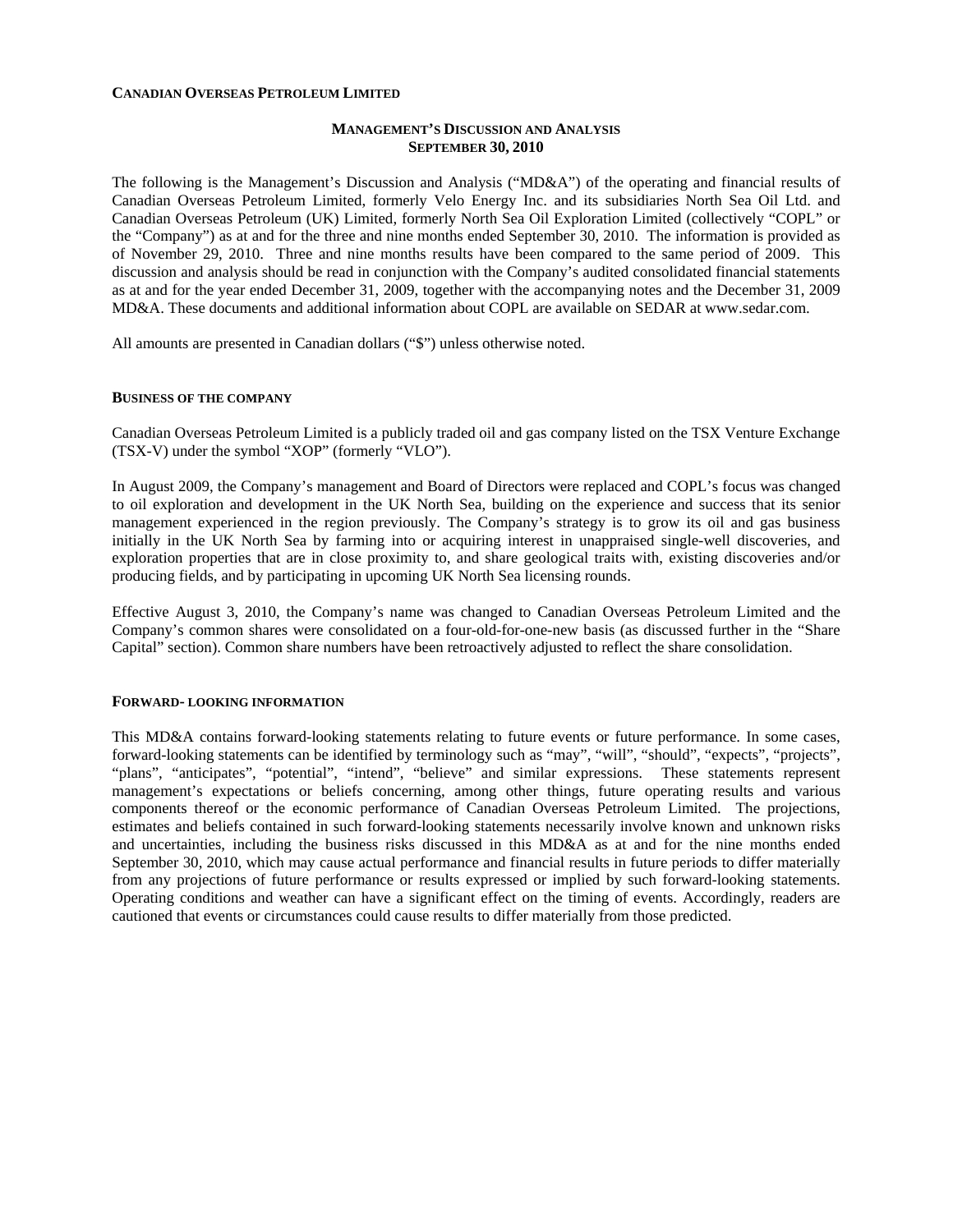**CANADIAN OVERSEAS PETROLEUM LIMITED**

## MANAGEMENT'S DISCUSSION AND ANALYSIS
## SEPTEMBER 30, 2010

The following is the Management's Discussion and Analysis ("MD&A") of the operating and financial results of Canadian Overseas Petroleum Limited, formerly Velo Energy Inc. and its subsidiaries North Sea Oil Ltd. and Canadian Overseas Petroleum (UK) Limited, formerly North Sea Oil Exploration Limited (collectively "COPL" or the "Company") as at and for the three and nine months ended September 30, 2010. The information is provided as of November 29, 2010. Three and nine months results have been compared to the same period of 2009. This discussion and analysis should be read in conjunction with the Company's audited consolidated financial statements as at and for the year ended December 31, 2009, together with the accompanying notes and the December 31, 2009 MD&A. These documents and additional information about COPL are available on SEDAR at www.sedar.com.

All amounts are presented in Canadian dollars ("$") unless otherwise noted.

### BUSINESS OF THE COMPANY

Canadian Overseas Petroleum Limited is a publicly traded oil and gas company listed on the TSX Venture Exchange (TSX-V) under the symbol "XOP" (formerly "VLO").

In August 2009, the Company's management and Board of Directors were replaced and COPL's focus was changed to oil exploration and development in the UK North Sea, building on the experience and success that its senior management experienced in the region previously. The Company's strategy is to grow its oil and gas business initially in the UK North Sea by farming into or acquiring interest in unappraised single-well discoveries, and exploration properties that are in close proximity to, and share geological traits with, existing discoveries and/or producing fields, and by participating in upcoming UK North Sea licensing rounds.

Effective August 3, 2010, the Company's name was changed to Canadian Overseas Petroleum Limited and the Company's common shares were consolidated on a four-old-for-one-new basis (as discussed further in the "Share Capital" section). Common share numbers have been retroactively adjusted to reflect the share consolidation.

### FORWARD- LOOKING INFORMATION

This MD&A contains forward-looking statements relating to future events or future performance. In some cases, forward-looking statements can be identified by terminology such as "may", "will", "should", "expects", "projects", "plans", "anticipates", "potential", "intend", "believe" and similar expressions. These statements represent management's expectations or beliefs concerning, among other things, future operating results and various components thereof or the economic performance of Canadian Overseas Petroleum Limited. The projections, estimates and beliefs contained in such forward-looking statements necessarily involve known and unknown risks and uncertainties, including the business risks discussed in this MD&A as at and for the nine months ended September 30, 2010, which may cause actual performance and financial results in future periods to differ materially from any projections of future performance or results expressed or implied by such forward-looking statements. Operating conditions and weather can have a significant effect on the timing of events. Accordingly, readers are cautioned that events or circumstances could cause results to differ materially from those predicted.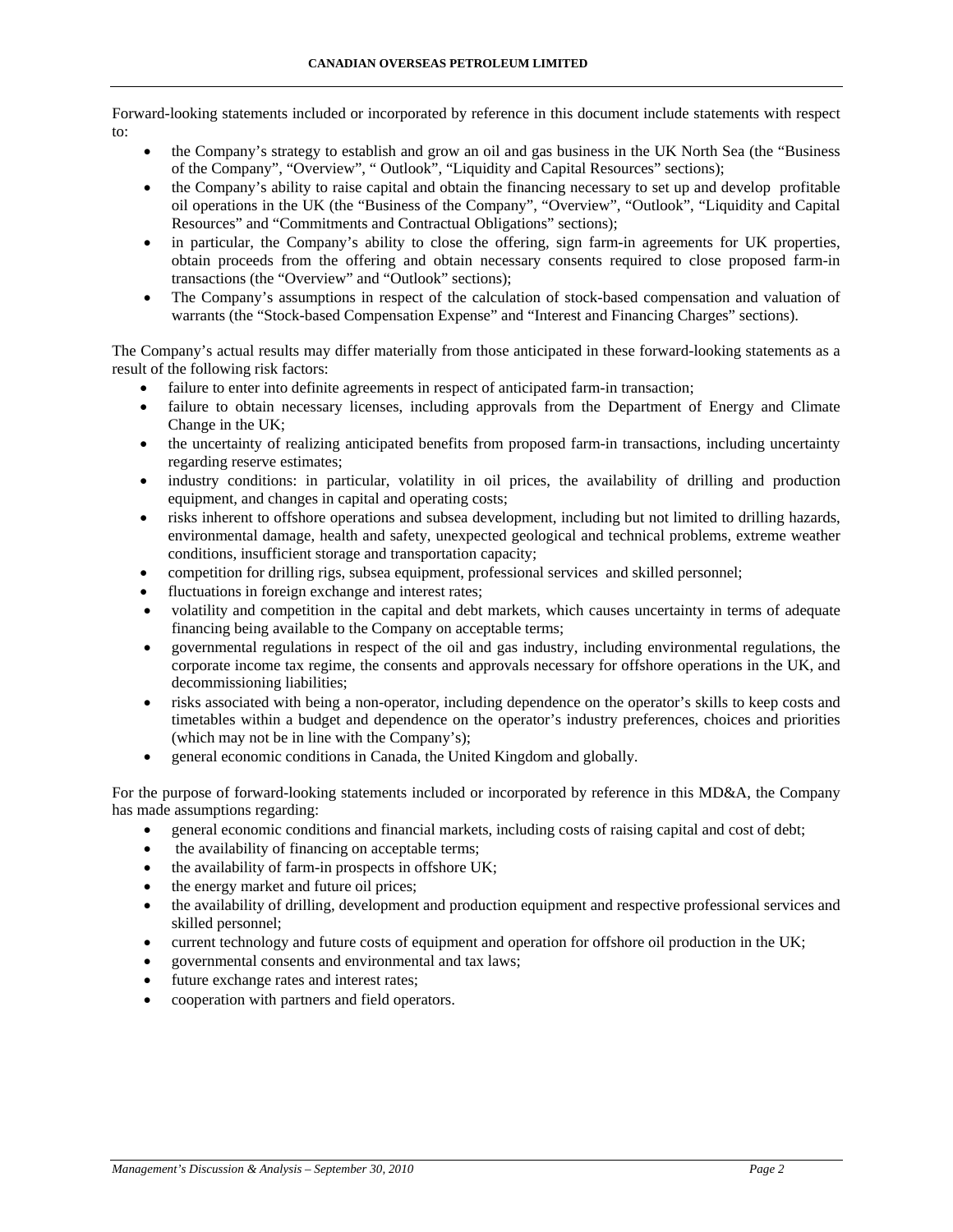Forward-looking statements included or incorporated by reference in this document include statements with respect to:

- the Company's strategy to establish and grow an oil and gas business in the UK North Sea (the "Business of the Company", "Overview", " Outlook", "Liquidity and Capital Resources" sections);
- the Company's ability to raise capital and obtain the financing necessary to set up and develop profitable oil operations in the UK (the "Business of the Company", "Overview", "Outlook", "Liquidity and Capital Resources" and "Commitments and Contractual Obligations" sections);
- in particular, the Company's ability to close the offering, sign farm-in agreements for UK properties, obtain proceeds from the offering and obtain necessary consents required to close proposed farm-in transactions (the "Overview" and "Outlook" sections);
- The Company's assumptions in respect of the calculation of stock-based compensation and valuation of warrants (the "Stock-based Compensation Expense" and "Interest and Financing Charges" sections).

The Company's actual results may differ materially from those anticipated in these forward-looking statements as a result of the following risk factors:

- failure to enter into definite agreements in respect of anticipated farm-in transaction;
- failure to obtain necessary licenses, including approvals from the Department of Energy and Climate Change in the UK;
- the uncertainty of realizing anticipated benefits from proposed farm-in transactions, including uncertainty regarding reserve estimates;
- industry conditions: in particular, volatility in oil prices, the availability of drilling and production equipment, and changes in capital and operating costs;
- risks inherent to offshore operations and subsea development, including but not limited to drilling hazards, environmental damage, health and safety, unexpected geological and technical problems, extreme weather conditions, insufficient storage and transportation capacity;
- competition for drilling rigs, subsea equipment, professional services and skilled personnel;
- fluctuations in foreign exchange and interest rates;
- volatility and competition in the capital and debt markets, which causes uncertainty in terms of adequate financing being available to the Company on acceptable terms;
- governmental regulations in respect of the oil and gas industry, including environmental regulations, the corporate income tax regime, the consents and approvals necessary for offshore operations in the UK, and decommissioning liabilities;
- risks associated with being a non-operator, including dependence on the operator's skills to keep costs and timetables within a budget and dependence on the operator's industry preferences, choices and priorities (which may not be in line with the Company's);
- general economic conditions in Canada, the United Kingdom and globally.

For the purpose of forward-looking statements included or incorporated by reference in this MD&A, the Company has made assumptions regarding:

- general economic conditions and financial markets, including costs of raising capital and cost of debt;
- the availability of financing on acceptable terms;
- the availability of farm-in prospects in offshore UK;
- the energy market and future oil prices;
- the availability of drilling, development and production equipment and respective professional services and skilled personnel;
- current technology and future costs of equipment and operation for offshore oil production in the UK;
- governmental consents and environmental and tax laws;
- future exchange rates and interest rates;
- cooperation with partners and field operators.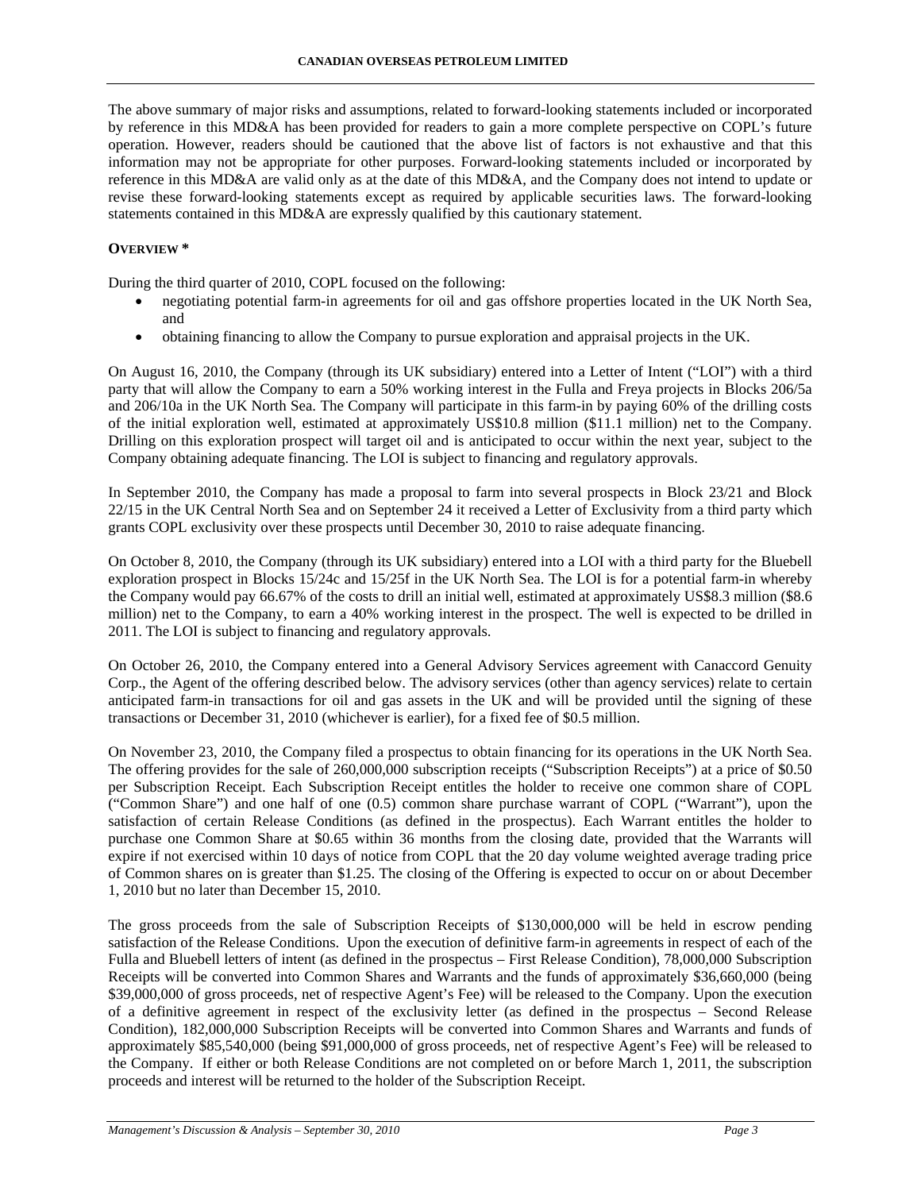The above summary of major risks and assumptions, related to forward-looking statements included or incorporated by reference in this MD&A has been provided for readers to gain a more complete perspective on COPL's future operation. However, readers should be cautioned that the above list of factors is not exhaustive and that this information may not be appropriate for other purposes. Forward-looking statements included or incorporated by reference in this MD&A are valid only as at the date of this MD&A, and the Company does not intend to update or revise these forward-looking statements except as required by applicable securities laws. The forward-looking statements contained in this MD&A are expressly qualified by this cautionary statement.

## OVERVIEW *

During the third quarter of 2010, COPL focused on the following:

- negotiating potential farm-in agreements for oil and gas offshore properties located in the UK North Sea, and
- obtaining financing to allow the Company to pursue exploration and appraisal projects in the UK.

On August 16, 2010, the Company (through its UK subsidiary) entered into a Letter of Intent ("LOI") with a third party that will allow the Company to earn a 50% working interest in the Fulla and Freya projects in Blocks 206/5a and 206/10a in the UK North Sea. The Company will participate in this farm-in by paying 60% of the drilling costs of the initial exploration well, estimated at approximately US$10.8 million ($11.1 million) net to the Company. Drilling on this exploration prospect will target oil and is anticipated to occur within the next year, subject to the Company obtaining adequate financing. The LOI is subject to financing and regulatory approvals.

In September 2010, the Company has made a proposal to farm into several prospects in Block 23/21 and Block 22/15 in the UK Central North Sea and on September 24 it received a Letter of Exclusivity from a third party which grants COPL exclusivity over these prospects until December 30, 2010 to raise adequate financing.

On October 8, 2010, the Company (through its UK subsidiary) entered into a LOI with a third party for the Bluebell exploration prospect in Blocks 15/24c and 15/25f in the UK North Sea. The LOI is for a potential farm-in whereby the Company would pay 66.67% of the costs to drill an initial well, estimated at approximately US$8.3 million ($8.6 million) net to the Company, to earn a 40% working interest in the prospect. The well is expected to be drilled in 2011. The LOI is subject to financing and regulatory approvals.

On October 26, 2010, the Company entered into a General Advisory Services agreement with Canaccord Genuity Corp., the Agent of the offering described below. The advisory services (other than agency services) relate to certain anticipated farm-in transactions for oil and gas assets in the UK and will be provided until the signing of these transactions or December 31, 2010 (whichever is earlier), for a fixed fee of $0.5 million.

On November 23, 2010, the Company filed a prospectus to obtain financing for its operations in the UK North Sea. The offering provides for the sale of 260,000,000 subscription receipts ("Subscription Receipts") at a price of $0.50 per Subscription Receipt. Each Subscription Receipt entitles the holder to receive one common share of COPL ("Common Share") and one half of one (0.5) common share purchase warrant of COPL ("Warrant"), upon the satisfaction of certain Release Conditions (as defined in the prospectus). Each Warrant entitles the holder to purchase one Common Share at $0.65 within 36 months from the closing date, provided that the Warrants will expire if not exercised within 10 days of notice from COPL that the 20 day volume weighted average trading price of Common shares on is greater than $1.25. The closing of the Offering is expected to occur on or about December 1, 2010 but no later than December 15, 2010.

The gross proceeds from the sale of Subscription Receipts of $130,000,000 will be held in escrow pending satisfaction of the Release Conditions. Upon the execution of definitive farm-in agreements in respect of each of the Fulla and Bluebell letters of intent (as defined in the prospectus – First Release Condition), 78,000,000 Subscription Receipts will be converted into Common Shares and Warrants and the funds of approximately $36,660,000 (being $39,000,000 of gross proceeds, net of respective Agent's Fee) will be released to the Company. Upon the execution of a definitive agreement in respect of the exclusivity letter (as defined in the prospectus – Second Release Condition), 182,000,000 Subscription Receipts will be converted into Common Shares and Warrants and funds of approximately $85,540,000 (being $91,000,000 of gross proceeds, net of respective Agent's Fee) will be released to the Company. If either or both Release Conditions are not completed on or before March 1, 2011, the subscription proceeds and interest will be returned to the holder of the Subscription Receipt.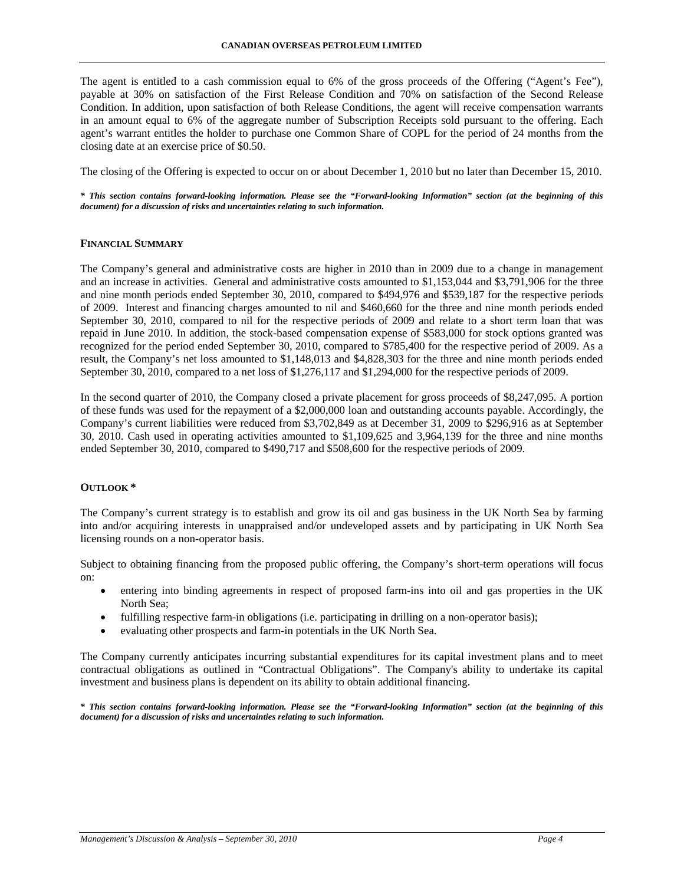The agent is entitled to a cash commission equal to 6% of the gross proceeds of the Offering ("Agent's Fee"), payable at 30% on satisfaction of the First Release Condition and 70% on satisfaction of the Second Release Condition. In addition, upon satisfaction of both Release Conditions, the agent will receive compensation warrants in an amount equal to 6% of the aggregate number of Subscription Receipts sold pursuant to the offering. Each agent's warrant entitles the holder to purchase one Common Share of COPL for the period of 24 months from the closing date at an exercise price of $0.50.

The closing of the Offering is expected to occur on or about December 1, 2010 but no later than December 15, 2010.

***\* This section contains forward-looking information. Please see the "Forward-looking Information" section (at the beginning of this document) for a discussion of risks and uncertainties relating to such information.***

## FINANCIAL SUMMARY

The Company's general and administrative costs are higher in 2010 than in 2009 due to a change in management and an increase in activities. General and administrative costs amounted to $1,153,044 and $3,791,906 for the three and nine month periods ended September 30, 2010, compared to $494,976 and $539,187 for the respective periods of 2009. Interest and financing charges amounted to nil and $460,660 for the three and nine month periods ended September 30, 2010, compared to nil for the respective periods of 2009 and relate to a short term loan that was repaid in June 2010. In addition, the stock-based compensation expense of $583,000 for stock options granted was recognized for the period ended September 30, 2010, compared to $785,400 for the respective period of 2009. As a result, the Company's net loss amounted to $1,148,013 and $4,828,303 for the three and nine month periods ended September 30, 2010, compared to a net loss of $1,276,117 and $1,294,000 for the respective periods of 2009.

In the second quarter of 2010, the Company closed a private placement for gross proceeds of $8,247,095. A portion of these funds was used for the repayment of a $2,000,000 loan and outstanding accounts payable. Accordingly, the Company's current liabilities were reduced from $3,702,849 as at December 31, 2009 to $296,916 as at September 30, 2010. Cash used in operating activities amounted to $1,109,625 and 3,964,139 for the three and nine months ended September 30, 2010, compared to $490,717 and $508,600 for the respective periods of 2009.

## OUTLOOK *

The Company's current strategy is to establish and grow its oil and gas business in the UK North Sea by farming into and/or acquiring interests in unappraised and/or undeveloped assets and by participating in UK North Sea licensing rounds on a non-operator basis.

Subject to obtaining financing from the proposed public offering, the Company's short-term operations will focus on:

- entering into binding agreements in respect of proposed farm-ins into oil and gas properties in the UK North Sea;
- fulfilling respective farm-in obligations (i.e. participating in drilling on a non-operator basis);
- evaluating other prospects and farm-in potentials in the UK North Sea.

The Company currently anticipates incurring substantial expenditures for its capital investment plans and to meet contractual obligations as outlined in "Contractual Obligations". The Company's ability to undertake its capital investment and business plans is dependent on its ability to obtain additional financing.

***\* This section contains forward-looking information. Please see the "Forward-looking Information" section (at the beginning of this document) for a discussion of risks and uncertainties relating to such information.***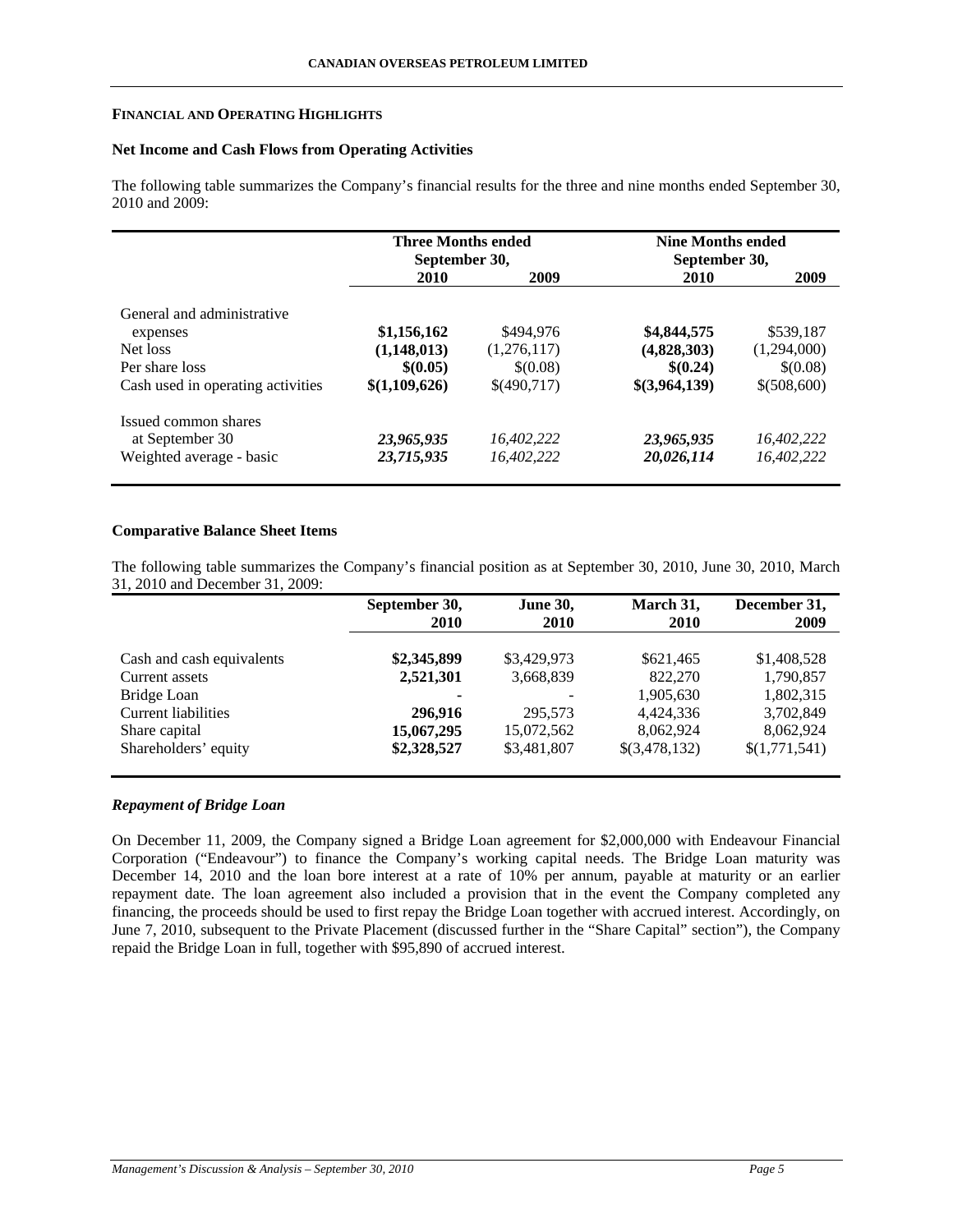## FINANCIAL AND OPERATING HIGHLIGHTS

### Net Income and Cash Flows from Operating Activities

The following table summarizes the Company's financial results for the three and nine months ended September 30, 2010 and 2009:

| | Three Months ended September 30, | | Nine Months ended September 30, | |
|---|---|---|---|---|
| | **2010** | **2009** | **2010** | **2009** |
| General and administrative expenses | **$1,156,162** | $494,976 | **$4,844,575** | $539,187 |
| Net loss | **(1,148,013)** | (1,276,117) | **(4,828,303)** | (1,294,000) |
| Per share loss | **$(0.05)** | $(0.08) | **$(0.24)** | $(0.08) |
| Cash used in operating activities | **$(1,109,626)** | $(490,717) | **$(3,964,139)** | $(508,600) |
| Issued common shares at September 30 | ***23,965,935*** | *16,402,222* | ***23,965,935*** | *16,402,222* |
| Weighted average - basic | ***23,715,935*** | *16,402,222* | ***20,026,114*** | *16,402,222* |

### Comparative Balance Sheet Items

The following table summarizes the Company's financial position as at September 30, 2010, June 30, 2010, March 31, 2010 and December 31, 2009:

| | **September 30, 2010** | **June 30, 2010** | **March 31, 2010** | **December 31, 2009** |
|---|---|---|---|---|
| Cash and cash equivalents | **$2,345,899** | $3,429,973 | $621,465 | $1,408,528 |
| Current assets | **2,521,301** | 3,668,839 | 822,270 | 1,790,857 |
| Bridge Loan | **-** | - | 1,905,630 | 1,802,315 |
| Current liabilities | **296,916** | 295,573 | 4,424,336 | 3,702,849 |
| Share capital | **15,067,295** | 15,072,562 | 8,062,924 | 8,062,924 |
| Shareholders' equity | **$2,328,527** | $3,481,807 | $(3,478,132) | $(1,771,541) |

### *Repayment of Bridge Loan*

On December 11, 2009, the Company signed a Bridge Loan agreement for $2,000,000 with Endeavour Financial Corporation ("Endeavour") to finance the Company's working capital needs. The Bridge Loan maturity was December 14, 2010 and the loan bore interest at a rate of 10% per annum, payable at maturity or an earlier repayment date. The loan agreement also included a provision that in the event the Company completed any financing, the proceeds should be used to first repay the Bridge Loan together with accrued interest. Accordingly, on June 7, 2010, subsequent to the Private Placement (discussed further in the "Share Capital" section"), the Company repaid the Bridge Loan in full, together with $95,890 of accrued interest.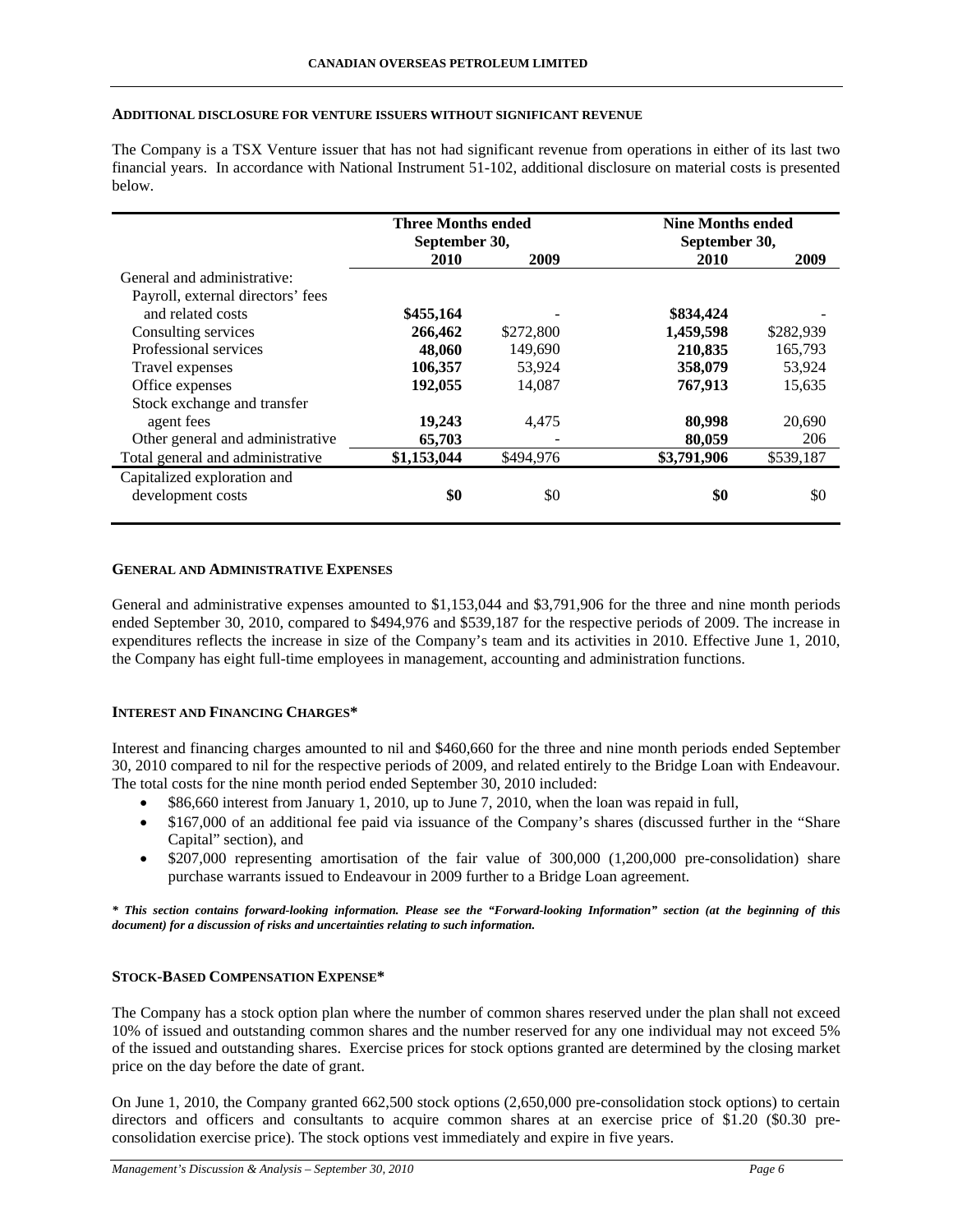#### ADDITIONAL DISCLOSURE FOR VENTURE ISSUERS WITHOUT SIGNIFICANT REVENUE

The Company is a TSX Venture issuer that has not had significant revenue from operations in either of its last two financial years. In accordance with National Instrument 51-102, additional disclosure on material costs is presented below.

| | Three Months ended September 30, | | Nine Months ended September 30, | |
|---|---|---|---|---|
| | **2010** | **2009** | **2010** | **2009** |
| General and administrative: | | | | |
| Payroll, external directors' fees and related costs | **$455,164** | - | **$834,424** | - |
| Consulting services | **266,462** | $272,800 | **1,459,598** | $282,939 |
| Professional services | **48,060** | 149,690 | **210,835** | 165,793 |
| Travel expenses | **106,357** | 53,924 | **358,079** | 53,924 |
| Office expenses | **192,055** | 14,087 | **767,913** | 15,635 |
| Stock exchange and transfer agent fees | **19,243** | 4,475 | **80,998** | 20,690 |
| Other general and administrative | **65,703** | - | **80,059** | 206 |
| Total general and administrative | **$1,153,044** | $494,976 | **$3,791,906** | $539,187 |
| Capitalized exploration and development costs | **$0** | $0 | **$0** | $0 |

#### GENERAL AND ADMINISTRATIVE EXPENSES

General and administrative expenses amounted to $1,153,044 and $3,791,906 for the three and nine month periods ended September 30, 2010, compared to $494,976 and $539,187 for the respective periods of 2009. The increase in expenditures reflects the increase in size of the Company's team and its activities in 2010. Effective June 1, 2010, the Company has eight full-time employees in management, accounting and administration functions.

#### INTEREST AND FINANCING CHARGES*

Interest and financing charges amounted to nil and $460,660 for the three and nine month periods ended September 30, 2010 compared to nil for the respective periods of 2009, and related entirely to the Bridge Loan with Endeavour. The total costs for the nine month period ended September 30, 2010 included:

- $86,660 interest from January 1, 2010, up to June 7, 2010, when the loan was repaid in full,
- $167,000 of an additional fee paid via issuance of the Company's shares (discussed further in the "Share Capital" section), and
- $207,000 representing amortisation of the fair value of 300,000 (1,200,000 pre-consolidation) share purchase warrants issued to Endeavour in 2009 further to a Bridge Loan agreement.

***\* This section contains forward-looking information. Please see the "Forward-looking Information" section (at the beginning of this document) for a discussion of risks and uncertainties relating to such information.***

#### STOCK-BASED COMPENSATION EXPENSE*

The Company has a stock option plan where the number of common shares reserved under the plan shall not exceed 10% of issued and outstanding common shares and the number reserved for any one individual may not exceed 5% of the issued and outstanding shares. Exercise prices for stock options granted are determined by the closing market price on the day before the date of grant.

On June 1, 2010, the Company granted 662,500 stock options (2,650,000 pre-consolidation stock options) to certain directors and officers and consultants to acquire common shares at an exercise price of $1.20 ($0.30 pre-consolidation exercise price). The stock options vest immediately and expire in five years.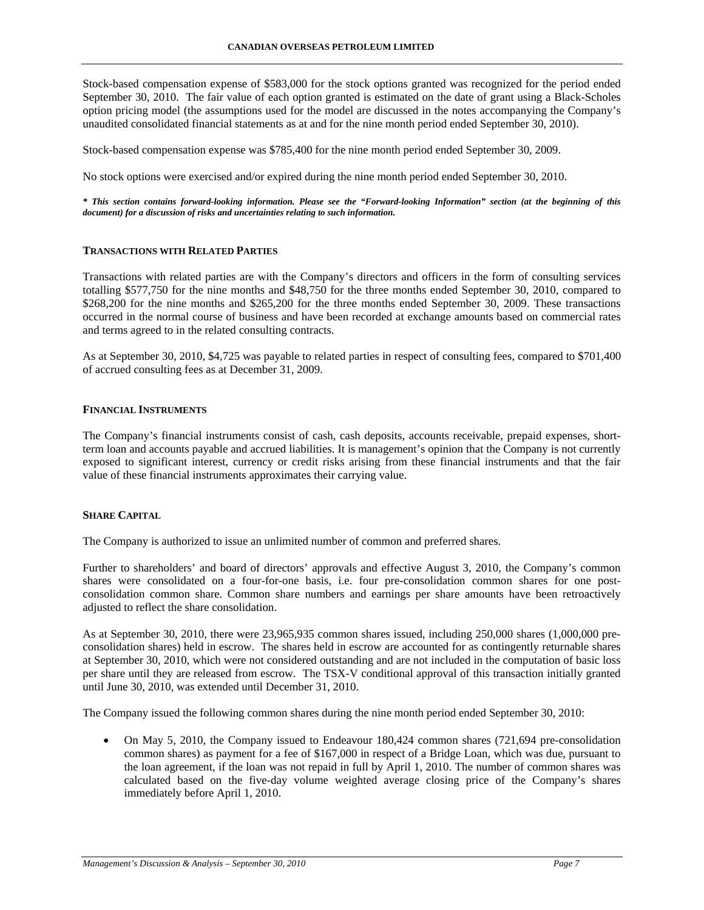Stock-based compensation expense of $583,000 for the stock options granted was recognized for the period ended September 30, 2010. The fair value of each option granted is estimated on the date of grant using a Black-Scholes option pricing model (the assumptions used for the model are discussed in the notes accompanying the Company's unaudited consolidated financial statements as at and for the nine month period ended September 30, 2010).

Stock-based compensation expense was $785,400 for the nine month period ended September 30, 2009.

No stock options were exercised and/or expired during the nine month period ended September 30, 2010.

***\* This section contains forward-looking information. Please see the "Forward-looking Information" section (at the beginning of this document) for a discussion of risks and uncertainties relating to such information.***

## TRANSACTIONS WITH RELATED PARTIES

Transactions with related parties are with the Company's directors and officers in the form of consulting services totalling $577,750 for the nine months and $48,750 for the three months ended September 30, 2010, compared to $268,200 for the nine months and $265,200 for the three months ended September 30, 2009. These transactions occurred in the normal course of business and have been recorded at exchange amounts based on commercial rates and terms agreed to in the related consulting contracts.

As at September 30, 2010, $4,725 was payable to related parties in respect of consulting fees, compared to $701,400 of accrued consulting fees as at December 31, 2009.

## FINANCIAL INSTRUMENTS

The Company's financial instruments consist of cash, cash deposits, accounts receivable, prepaid expenses, short-term loan and accounts payable and accrued liabilities. It is management's opinion that the Company is not currently exposed to significant interest, currency or credit risks arising from these financial instruments and that the fair value of these financial instruments approximates their carrying value.

## SHARE CAPITAL

The Company is authorized to issue an unlimited number of common and preferred shares.

Further to shareholders' and board of directors' approvals and effective August 3, 2010, the Company's common shares were consolidated on a four-for-one basis, i.e. four pre-consolidation common shares for one post-consolidation common share. Common share numbers and earnings per share amounts have been retroactively adjusted to reflect the share consolidation.

As at September 30, 2010, there were 23,965,935 common shares issued, including 250,000 shares (1,000,000 pre-consolidation shares) held in escrow. The shares held in escrow are accounted for as contingently returnable shares at September 30, 2010, which were not considered outstanding and are not included in the computation of basic loss per share until they are released from escrow. The TSX-V conditional approval of this transaction initially granted until June 30, 2010, was extended until December 31, 2010.

The Company issued the following common shares during the nine month period ended September 30, 2010:

- On May 5, 2010, the Company issued to Endeavour 180,424 common shares (721,694 pre-consolidation common shares) as payment for a fee of $167,000 in respect of a Bridge Loan, which was due, pursuant to the loan agreement, if the loan was not repaid in full by April 1, 2010. The number of common shares was calculated based on the five-day volume weighted average closing price of the Company's shares immediately before April 1, 2010.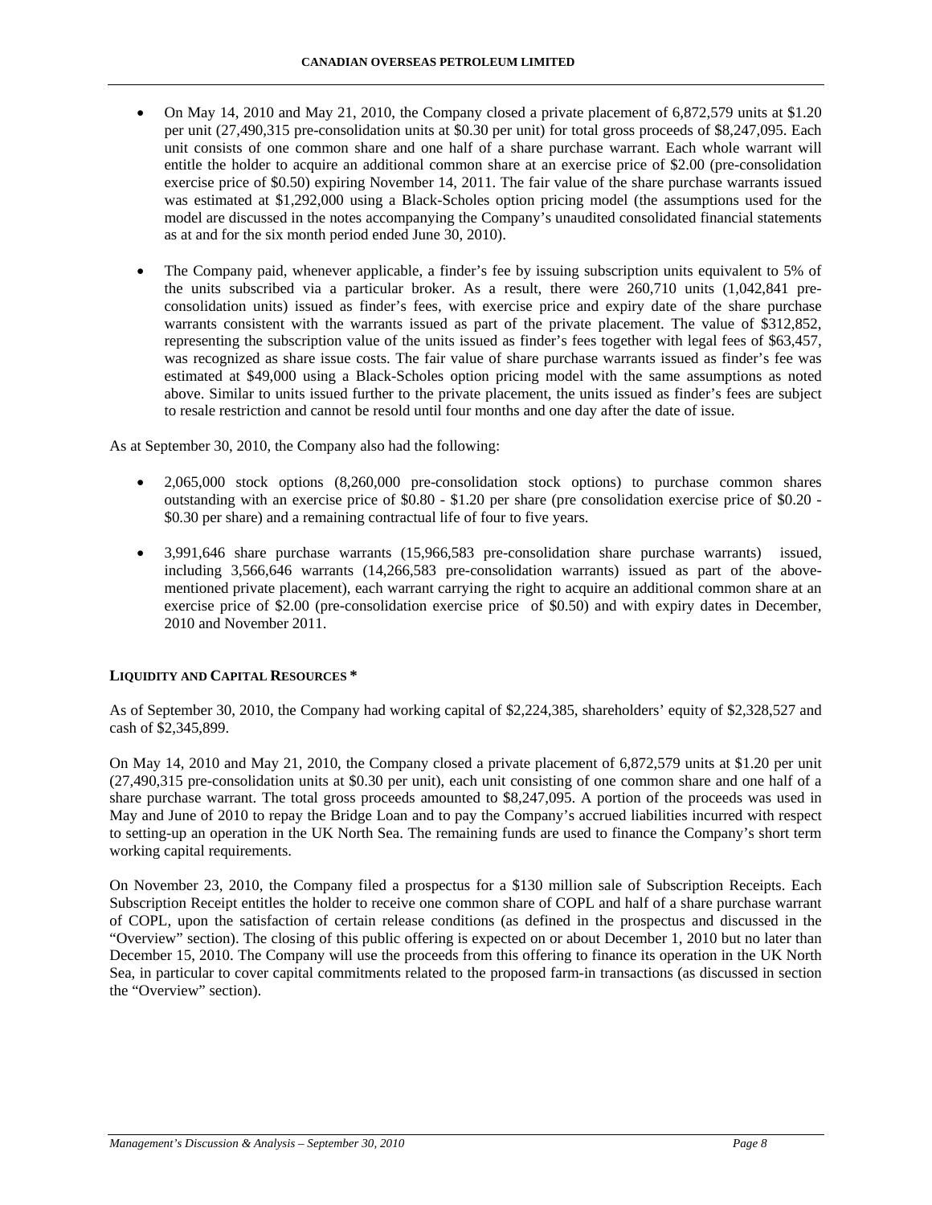- On May 14, 2010 and May 21, 2010, the Company closed a private placement of 6,872,579 units at $1.20 per unit (27,490,315 pre-consolidation units at $0.30 per unit) for total gross proceeds of $8,247,095. Each unit consists of one common share and one half of a share purchase warrant. Each whole warrant will entitle the holder to acquire an additional common share at an exercise price of $2.00 (pre-consolidation exercise price of $0.50) expiring November 14, 2011. The fair value of the share purchase warrants issued was estimated at $1,292,000 using a Black-Scholes option pricing model (the assumptions used for the model are discussed in the notes accompanying the Company's unaudited consolidated financial statements as at and for the six month period ended June 30, 2010).

- The Company paid, whenever applicable, a finder's fee by issuing subscription units equivalent to 5% of the units subscribed via a particular broker. As a result, there were 260,710 units (1,042,841 pre-consolidation units) issued as finder's fees, with exercise price and expiry date of the share purchase warrants consistent with the warrants issued as part of the private placement. The value of $312,852, representing the subscription value of the units issued as finder's fees together with legal fees of $63,457, was recognized as share issue costs. The fair value of share purchase warrants issued as finder's fee was estimated at $49,000 using a Black-Scholes option pricing model with the same assumptions as noted above. Similar to units issued further to the private placement, the units issued as finder's fees are subject to resale restriction and cannot be resold until four months and one day after the date of issue.

As at September 30, 2010, the Company also had the following:

- 2,065,000 stock options (8,260,000 pre-consolidation stock options) to purchase common shares outstanding with an exercise price of $0.80 - $1.20 per share (pre consolidation exercise price of $0.20 - $0.30 per share) and a remaining contractual life of four to five years.

- 3,991,646 share purchase warrants (15,966,583 pre-consolidation share purchase warrants) issued, including 3,566,646 warrants (14,266,583 pre-consolidation warrants) issued as part of the above-mentioned private placement), each warrant carrying the right to acquire an additional common share at an exercise price of $2.00 (pre-consolidation exercise price of $0.50) and with expiry dates in December, 2010 and November 2011.

## LIQUIDITY AND CAPITAL RESOURCES *

As of September 30, 2010, the Company had working capital of $2,224,385, shareholders' equity of $2,328,527 and cash of $2,345,899.

On May 14, 2010 and May 21, 2010, the Company closed a private placement of 6,872,579 units at $1.20 per unit (27,490,315 pre-consolidation units at $0.30 per unit), each unit consisting of one common share and one half of a share purchase warrant. The total gross proceeds amounted to $8,247,095. A portion of the proceeds was used in May and June of 2010 to repay the Bridge Loan and to pay the Company's accrued liabilities incurred with respect to setting-up an operation in the UK North Sea. The remaining funds are used to finance the Company's short term working capital requirements.

On November 23, 2010, the Company filed a prospectus for a $130 million sale of Subscription Receipts. Each Subscription Receipt entitles the holder to receive one common share of COPL and half of a share purchase warrant of COPL, upon the satisfaction of certain release conditions (as defined in the prospectus and discussed in the "Overview" section). The closing of this public offering is expected on or about December 1, 2010 but no later than December 15, 2010. The Company will use the proceeds from this offering to finance its operation in the UK North Sea, in particular to cover capital commitments related to the proposed farm-in transactions (as discussed in section the "Overview" section).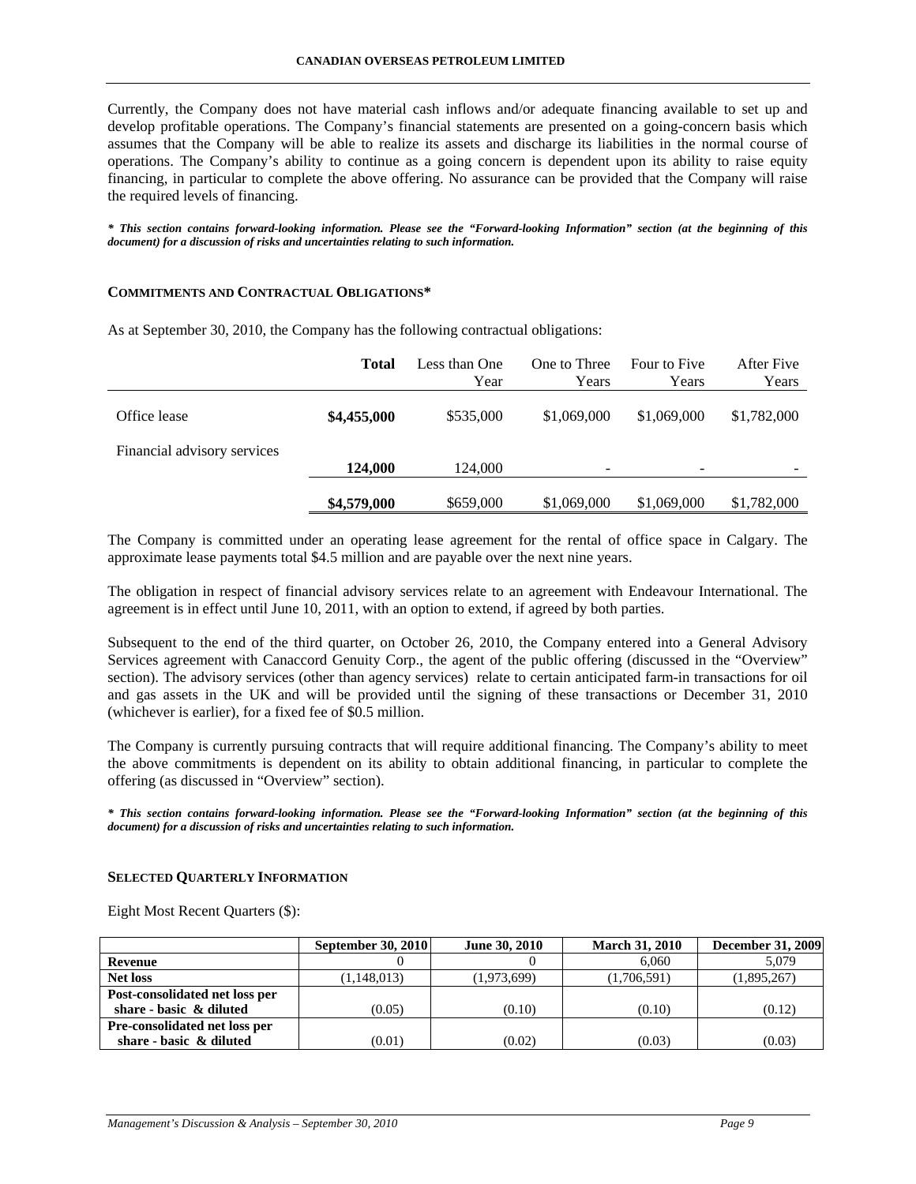Currently, the Company does not have material cash inflows and/or adequate financing available to set up and develop profitable operations. The Company's financial statements are presented on a going-concern basis which assumes that the Company will be able to realize its assets and discharge its liabilities in the normal course of operations. The Company's ability to continue as a going concern is dependent upon its ability to raise equity financing, in particular to complete the above offering. No assurance can be provided that the Company will raise the required levels of financing.

***\* This section contains forward-looking information. Please see the "Forward-looking Information" section (at the beginning of this document) for a discussion of risks and uncertainties relating to such information.***

### COMMITMENTS AND CONTRACTUAL OBLIGATIONS*

As at September 30, 2010, the Company has the following contractual obligations:

| | **Total** | Less than One Year | One to Three Years | Four to Five Years | After Five Years |
|---|---|---|---|---|---|
| Office lease | **$4,455,000** | $535,000 | $1,069,000 | $1,069,000 | $1,782,000 |
| Financial advisory services | **124,000** | 124,000 | - | - | - |
| | **$4,579,000** | $659,000 | $1,069,000 | $1,069,000 | $1,782,000 |

The Company is committed under an operating lease agreement for the rental of office space in Calgary. The approximate lease payments total $4.5 million and are payable over the next nine years.

The obligation in respect of financial advisory services relate to an agreement with Endeavour International. The agreement is in effect until June 10, 2011, with an option to extend, if agreed by both parties.

Subsequent to the end of the third quarter, on October 26, 2010, the Company entered into a General Advisory Services agreement with Canaccord Genuity Corp., the agent of the public offering (discussed in the "Overview" section). The advisory services (other than agency services) relate to certain anticipated farm-in transactions for oil and gas assets in the UK and will be provided until the signing of these transactions or December 31, 2010 (whichever is earlier), for a fixed fee of $0.5 million.

The Company is currently pursuing contracts that will require additional financing. The Company's ability to meet the above commitments is dependent on its ability to obtain additional financing, in particular to complete the offering (as discussed in "Overview" section).

***\* This section contains forward-looking information. Please see the "Forward-looking Information" section (at the beginning of this document) for a discussion of risks and uncertainties relating to such information.***

### SELECTED QUARTERLY INFORMATION

Eight Most Recent Quarters ($):

| | **September 30, 2010** | **June 30, 2010** | **March 31, 2010** | **December 31, 2009** |
|---|---|---|---|---|
| **Revenue** | 0 | 0 | 6,060 | 5,079 |
| **Net loss** | (1,148,013) | (1,973,699) | (1,706,591) | (1,895,267) |
| **Post-consolidated net loss per share - basic & diluted** | (0.05) | (0.10) | (0.10) | (0.12) |
| **Pre-consolidated net loss per share - basic & diluted** | (0.01) | (0.02) | (0.03) | (0.03) |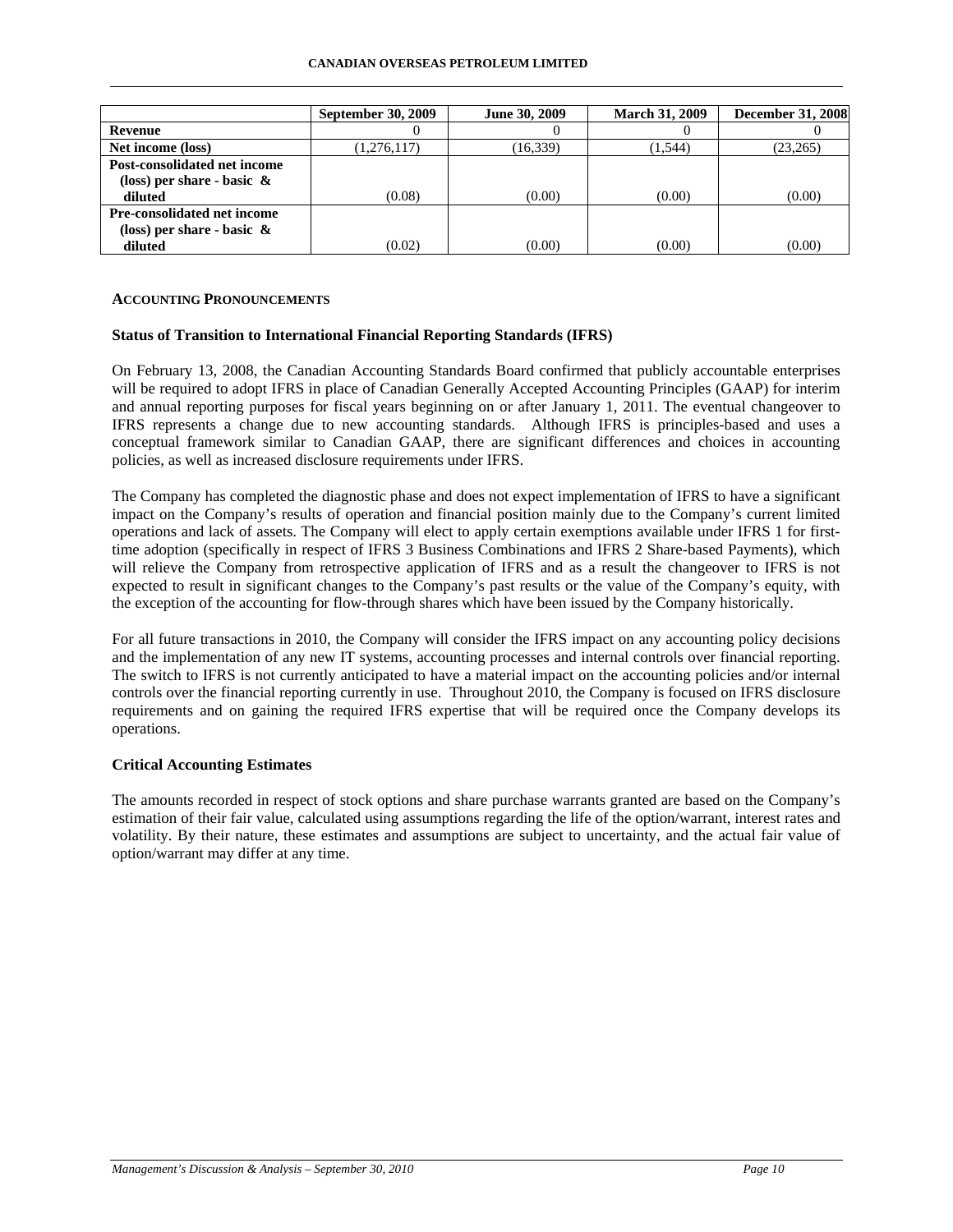| | September 30, 2009 | June 30, 2009 | March 31, 2009 | December 31, 2008 |
|---|---|---|---|---|
| **Revenue** | 0 | 0 | 0 | 0 |
| **Net income (loss)** | (1,276,117) | (16,339) | (1,544) | (23,265) |
| **Post-consolidated net income (loss) per share - basic & diluted** | (0.08) | (0.00) | (0.00) | (0.00) |
| **Pre-consolidated net income (loss) per share - basic & diluted** | (0.02) | (0.00) | (0.00) | (0.00) |

## ACCOUNTING PRONOUNCEMENTS

### Status of Transition to International Financial Reporting Standards (IFRS)

On February 13, 2008, the Canadian Accounting Standards Board confirmed that publicly accountable enterprises will be required to adopt IFRS in place of Canadian Generally Accepted Accounting Principles (GAAP) for interim and annual reporting purposes for fiscal years beginning on or after January 1, 2011. The eventual changeover to IFRS represents a change due to new accounting standards. Although IFRS is principles-based and uses a conceptual framework similar to Canadian GAAP, there are significant differences and choices in accounting policies, as well as increased disclosure requirements under IFRS.

The Company has completed the diagnostic phase and does not expect implementation of IFRS to have a significant impact on the Company's results of operation and financial position mainly due to the Company's current limited operations and lack of assets. The Company will elect to apply certain exemptions available under IFRS 1 for first-time adoption (specifically in respect of IFRS 3 Business Combinations and IFRS 2 Share-based Payments), which will relieve the Company from retrospective application of IFRS and as a result the changeover to IFRS is not expected to result in significant changes to the Company's past results or the value of the Company's equity, with the exception of the accounting for flow-through shares which have been issued by the Company historically.

For all future transactions in 2010, the Company will consider the IFRS impact on any accounting policy decisions and the implementation of any new IT systems, accounting processes and internal controls over financial reporting. The switch to IFRS is not currently anticipated to have a material impact on the accounting policies and/or internal controls over the financial reporting currently in use. Throughout 2010, the Company is focused on IFRS disclosure requirements and on gaining the required IFRS expertise that will be required once the Company develops its operations.

### Critical Accounting Estimates

The amounts recorded in respect of stock options and share purchase warrants granted are based on the Company's estimation of their fair value, calculated using assumptions regarding the life of the option/warrant, interest rates and volatility. By their nature, these estimates and assumptions are subject to uncertainty, and the actual fair value of option/warrant may differ at any time.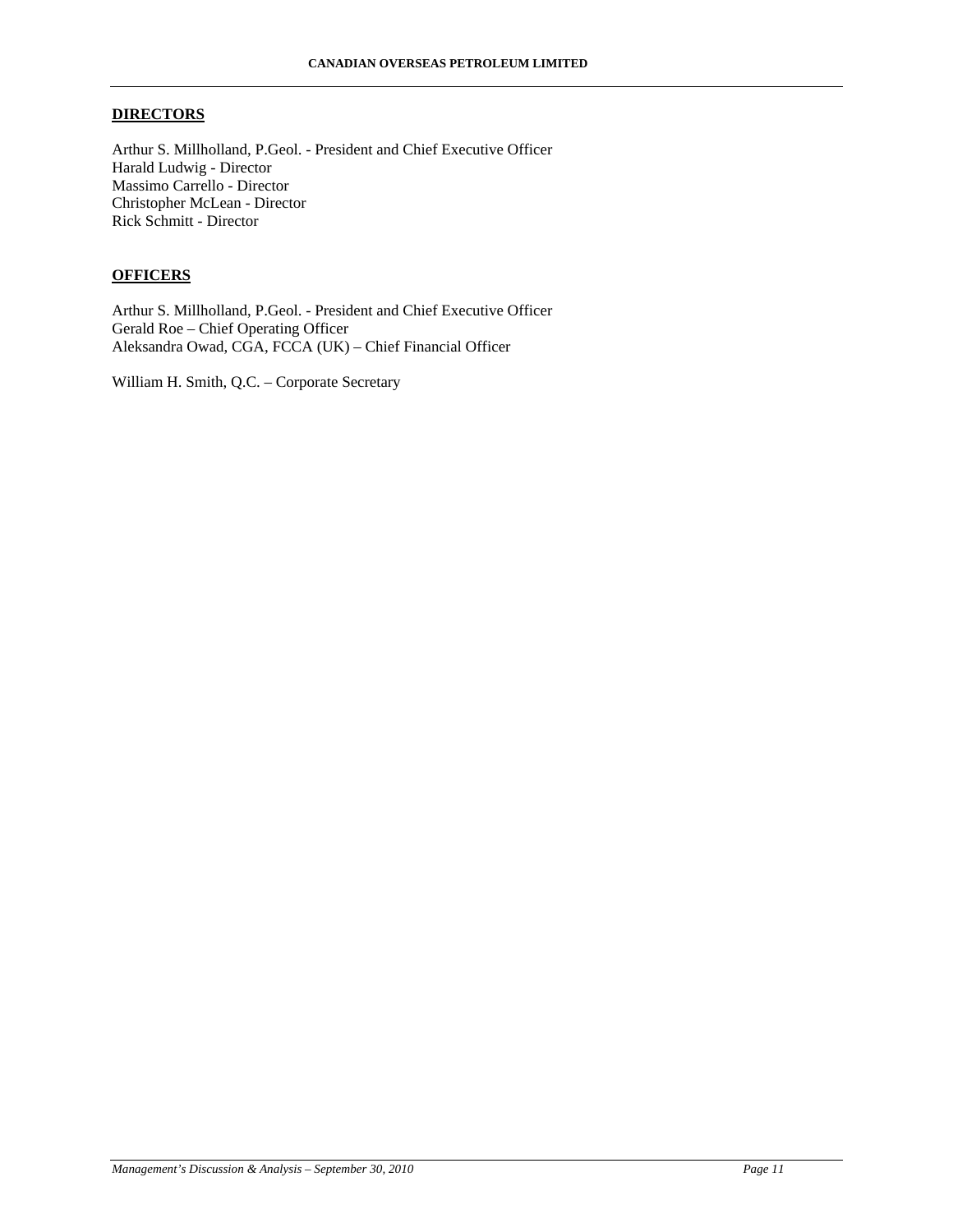## DIRECTORS

Arthur S. Millholland, P.Geol. - President and Chief Executive Officer
Harald Ludwig - Director
Massimo Carrello - Director
Christopher McLean - Director
Rick Schmitt - Director

## OFFICERS

Arthur S. Millholland, P.Geol. - President and Chief Executive Officer
Gerald Roe – Chief Operating Officer
Aleksandra Owad, CGA, FCCA (UK) – Chief Financial Officer

William H. Smith, Q.C. – Corporate Secretary